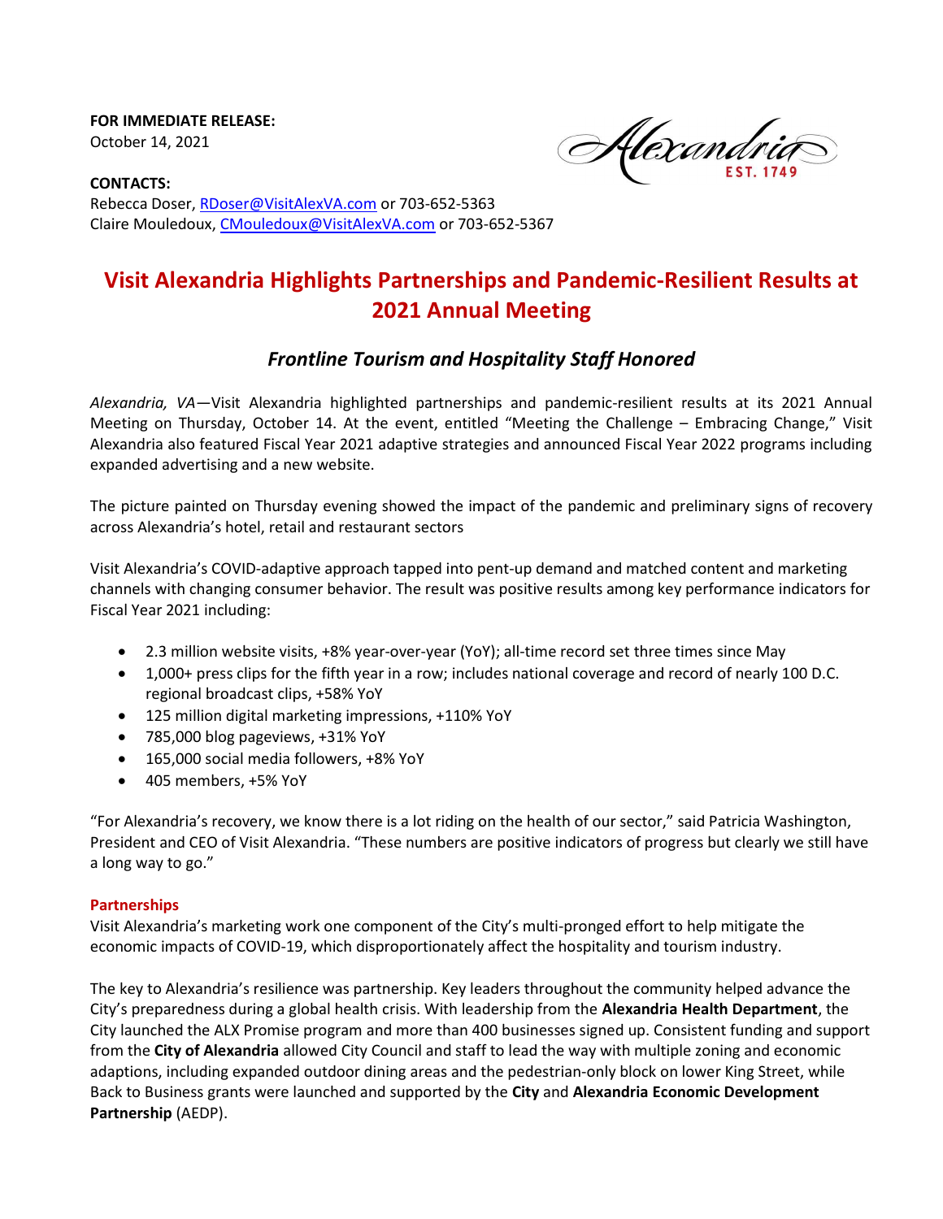**FOR IMMEDIATE RELEASE:**
October 14, 2021

**CONTACTS:**
Rebecca Doser, RDoser@VisitAlexVA.com or 703-652-5363
Claire Mouledoux, CMouledoux@VisitAlexVA.com or 703-652-5367

Alexandria EST. 1749

# Visit Alexandria Highlights Partnerships and Pandemic-Resilient Results at 2021 Annual Meeting

## *Frontline Tourism and Hospitality Staff Honored*

*Alexandria, VA*—Visit Alexandria highlighted partnerships and pandemic-resilient results at its 2021 Annual Meeting on Thursday, October 14. At the event, entitled "Meeting the Challenge – Embracing Change," Visit Alexandria also featured Fiscal Year 2021 adaptive strategies and announced Fiscal Year 2022 programs including expanded advertising and a new website.

The picture painted on Thursday evening showed the impact of the pandemic and preliminary signs of recovery across Alexandria's hotel, retail and restaurant sectors

Visit Alexandria's COVID-adaptive approach tapped into pent-up demand and matched content and marketing channels with changing consumer behavior. The result was positive results among key performance indicators for Fiscal Year 2021 including:

- 2.3 million website visits, +8% year-over-year (YoY); all-time record set three times since May
- 1,000+ press clips for the fifth year in a row; includes national coverage and record of nearly 100 D.C. regional broadcast clips, +58% YoY
- 125 million digital marketing impressions, +110% YoY
- 785,000 blog pageviews, +31% YoY
- 165,000 social media followers, +8% YoY
- 405 members, +5% YoY

"For Alexandria's recovery, we know there is a lot riding on the health of our sector," said Patricia Washington, President and CEO of Visit Alexandria. "These numbers are positive indicators of progress but clearly we still have a long way to go."

### Partnerships

Visit Alexandria's marketing work one component of the City's multi-pronged effort to help mitigate the economic impacts of COVID-19, which disproportionately affect the hospitality and tourism industry.

The key to Alexandria's resilience was partnership. Key leaders throughout the community helped advance the City's preparedness during a global health crisis. With leadership from the **Alexandria Health Department**, the City launched the ALX Promise program and more than 400 businesses signed up. Consistent funding and support from the **City of Alexandria** allowed City Council and staff to lead the way with multiple zoning and economic adaptions, including expanded outdoor dining areas and the pedestrian-only block on lower King Street, while Back to Business grants were launched and supported by the **City** and **Alexandria Economic Development Partnership** (AEDP).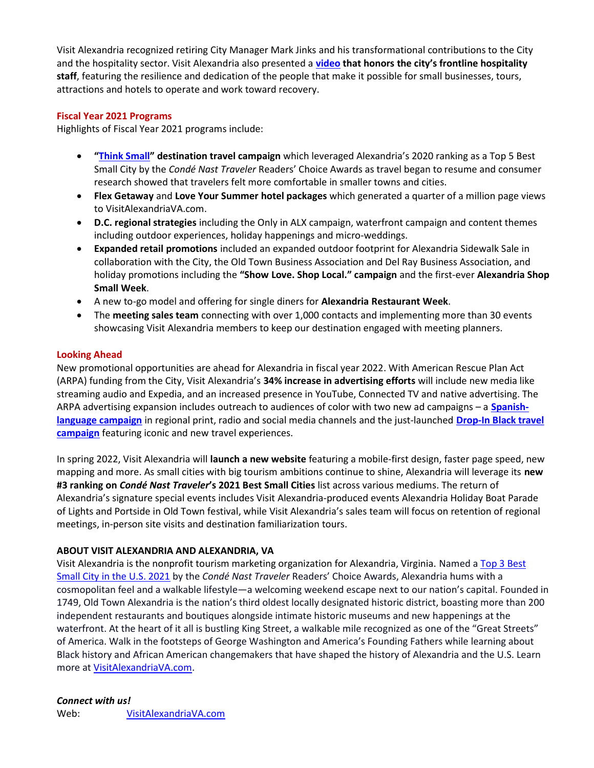Visit Alexandria recognized retiring City Manager Mark Jinks and his transformational contributions to the City and the hospitality sector. Visit Alexandria also presented a **video that honors the city's frontline hospitality staff**, featuring the resilience and dedication of the people that make it possible for small businesses, tours, attractions and hotels to operate and work toward recovery.

## Fiscal Year 2021 Programs

Highlights of Fiscal Year 2021 programs include:

- **"Think Small" destination travel campaign** which leveraged Alexandria's 2020 ranking as a Top 5 Best Small City by the *Condé Nast Traveler* Readers' Choice Awards as travel began to resume and consumer research showed that travelers felt more comfortable in smaller towns and cities.
- **Flex Getaway** and **Love Your Summer hotel packages** which generated a quarter of a million page views to VisitAlexandriaVA.com.
- **D.C. regional strategies** including the Only in ALX campaign, waterfront campaign and content themes including outdoor experiences, holiday happenings and micro-weddings.
- **Expanded retail promotions** included an expanded outdoor footprint for Alexandria Sidewalk Sale in collaboration with the City, the Old Town Business Association and Del Ray Business Association, and holiday promotions including the **"Show Love. Shop Local." campaign** and the first-ever **Alexandria Shop Small Week**.
- A new to-go model and offering for single diners for **Alexandria Restaurant Week**.
- The **meeting sales team** connecting with over 1,000 contacts and implementing more than 30 events showcasing Visit Alexandria members to keep our destination engaged with meeting planners.

## Looking Ahead

New promotional opportunities are ahead for Alexandria in fiscal year 2022. With American Rescue Plan Act (ARPA) funding from the City, Visit Alexandria's **34% increase in advertising efforts** will include new media like streaming audio and Expedia, and an increased presence in YouTube, Connected TV and native advertising. The ARPA advertising expansion includes outreach to audiences of color with two new ad campaigns – a **Spanish-language campaign** in regional print, radio and social media channels and the just-launched **Drop-In Black travel campaign** featuring iconic and new travel experiences.

In spring 2022, Visit Alexandria will **launch a new website** featuring a mobile-first design, faster page speed, new mapping and more. As small cities with big tourism ambitions continue to shine, Alexandria will leverage its **new #3 ranking on *Condé Nast Traveler*'s 2021 Best Small Cities** list across various mediums. The return of Alexandria's signature special events includes Visit Alexandria-produced events Alexandria Holiday Boat Parade of Lights and Portside in Old Town festival, while Visit Alexandria's sales team will focus on retention of regional meetings, in-person site visits and destination familiarization tours.

**ABOUT VISIT ALEXANDRIA AND ALEXANDRIA, VA**

Visit Alexandria is the nonprofit tourism marketing organization for Alexandria, Virginia. Named a Top 3 Best Small City in the U.S. 2021 by the *Condé Nast Traveler* Readers' Choice Awards, Alexandria hums with a cosmopolitan feel and a walkable lifestyle—a welcoming weekend escape next to our nation's capital. Founded in 1749, Old Town Alexandria is the nation's third oldest locally designated historic district, boasting more than 200 independent restaurants and boutiques alongside intimate historic museums and new happenings at the waterfront. At the heart of it all is bustling King Street, a walkable mile recognized as one of the "Great Streets" of America. Walk in the footsteps of George Washington and America's Founding Fathers while learning about Black history and African American changemakers that have shaped the history of Alexandria and the U.S. Learn more at VisitAlexandriaVA.com.

***Connect with us!***

Web: VisitAlexandriaVA.com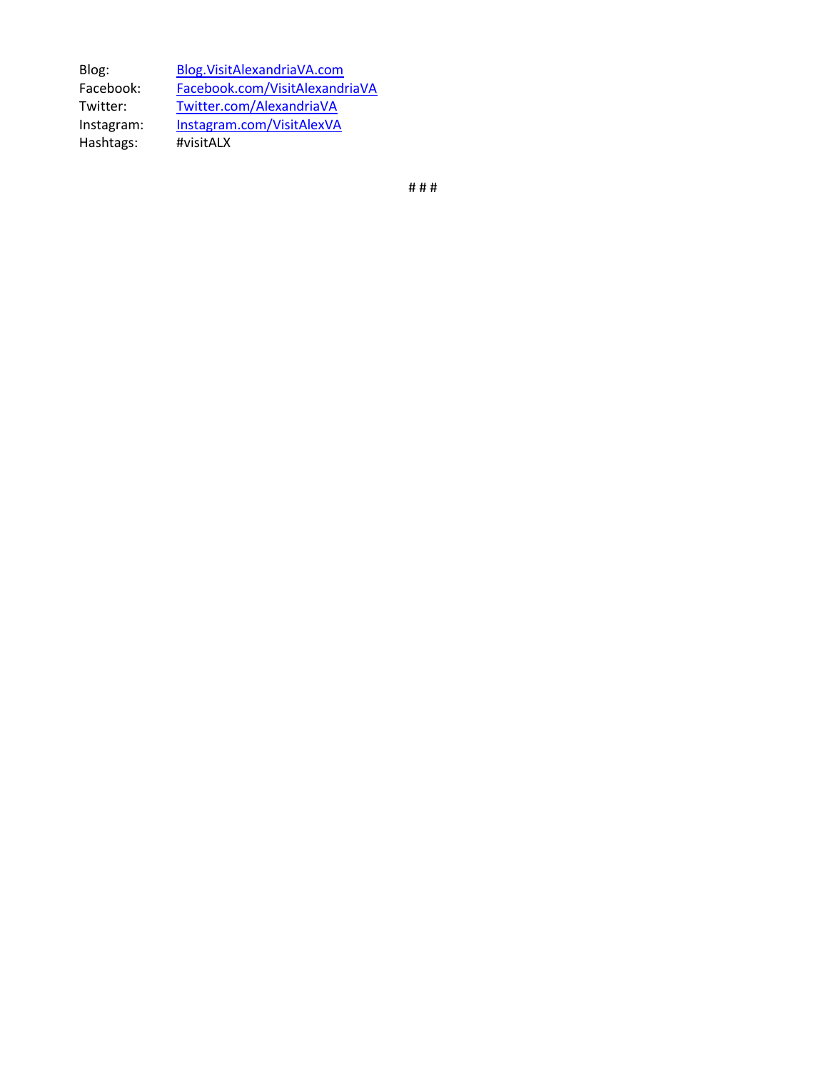| | |
|---|---|
| Blog: | Blog.VisitAlexandriaVA.com |
| Facebook: | Facebook.com/VisitAlexandriaVA |
| Twitter: | Twitter.com/AlexandriaVA |
| Instagram: | Instagram.com/VisitAlexVA |
| Hashtags: | #visitALX |

# # #